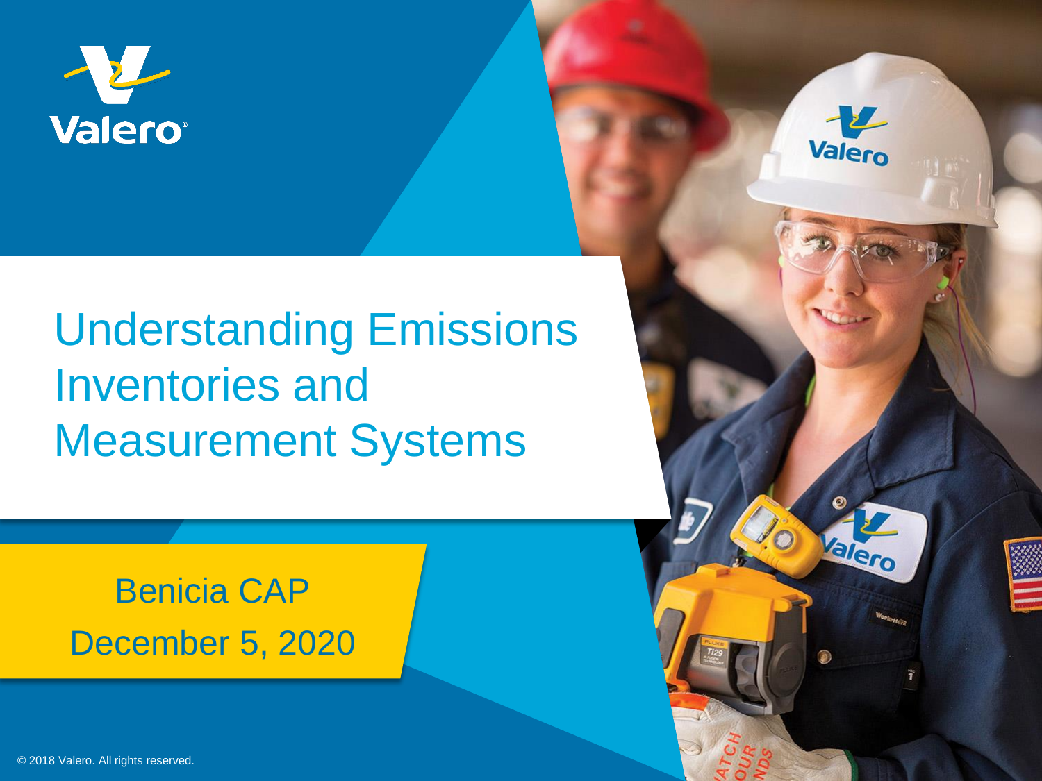Valero

# Understanding Emissions Inventories and Measurement Systems

Benicia CAP

December 5, 2020

© 2018 Valero. All rights reserved.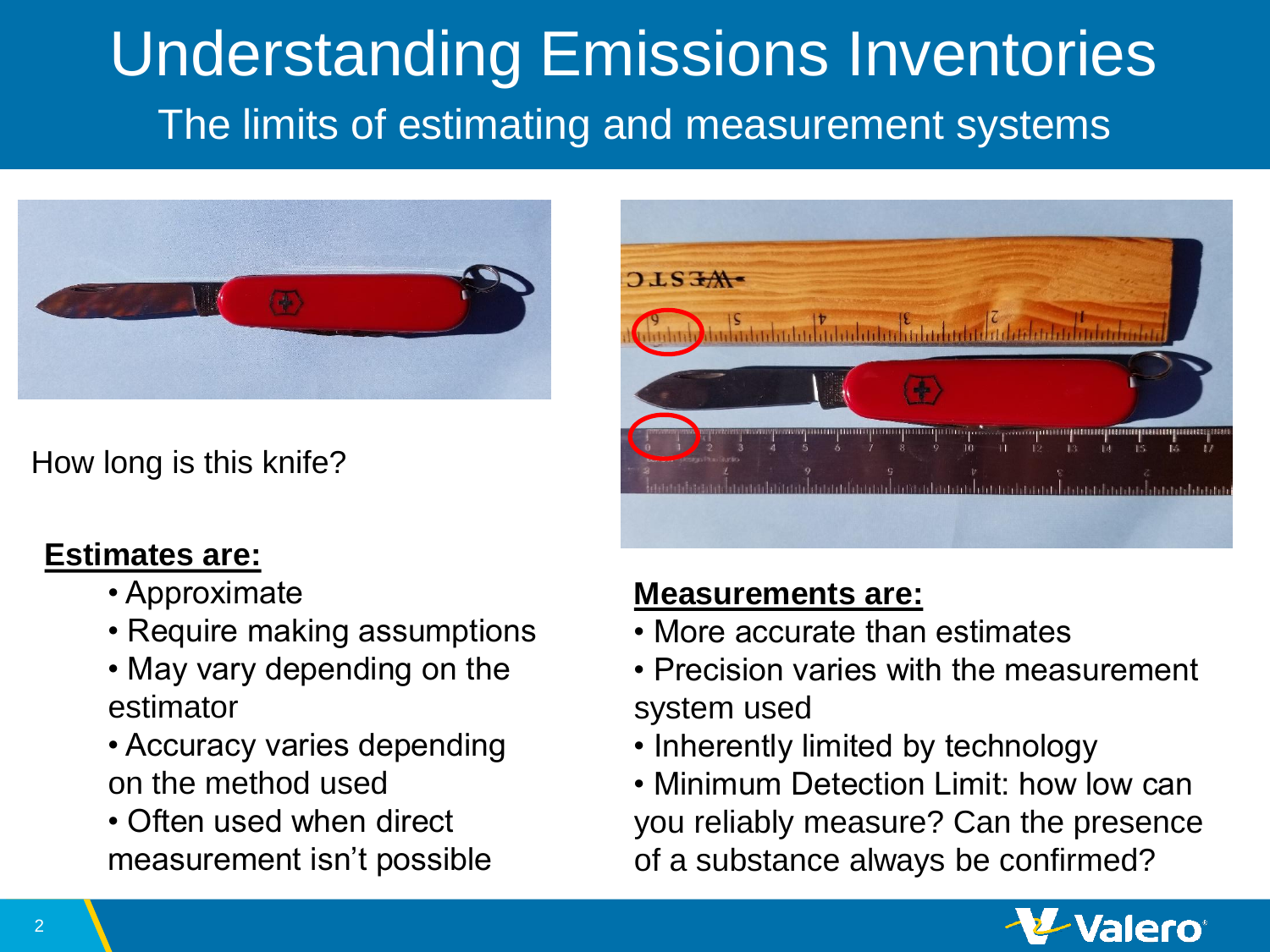# Understanding Emissions Inventories

## The limits of estimating and measurement systems

How long is this knife?

**Estimates are:**

- Approximate
- Require making assumptions
- May vary depending on the estimator
- Accuracy varies depending on the method used
- Often used when direct measurement isn't possible

**Measurements are:**

- More accurate than estimates
- Precision varies with the measurement system used
- Inherently limited by technology
- Minimum Detection Limit: how low can you reliably measure? Can the presence of a substance always be confirmed?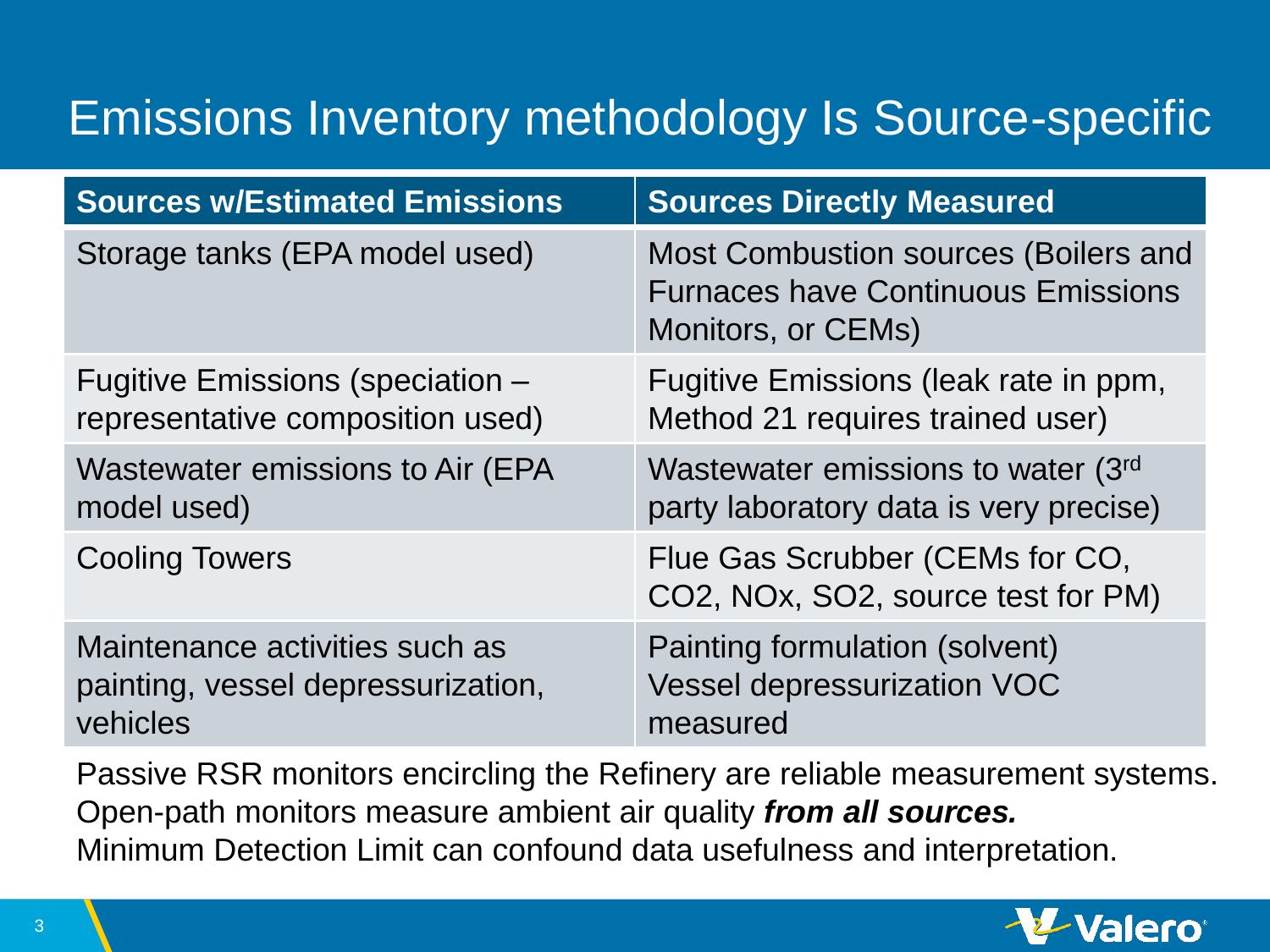# Emissions Inventory methodology Is Source-specific

| Sources w/Estimated Emissions | Sources Directly Measured |
| --- | --- |
| Storage tanks (EPA model used) | Most Combustion sources (Boilers and Furnaces have Continuous Emissions Monitors, or CEMs) |
| Fugitive Emissions (speciation – representative composition used) | Fugitive Emissions (leak rate in ppm, Method 21 requires trained user) |
| Wastewater emissions to Air (EPA model used) | Wastewater emissions to water (3rd party laboratory data is very precise) |
| Cooling Towers | Flue Gas Scrubber (CEMs for CO, CO2, NOx, SO2, source test for PM) |
| Maintenance activities such as painting, vessel depressurization, vehicles | Painting formulation (solvent) Vessel depressurization VOC measured |

Passive RSR monitors encircling the Refinery are reliable measurement systems.
Open-path monitors measure ambient air quality ***from all sources.***
Minimum Detection Limit can confound data usefulness and interpretation.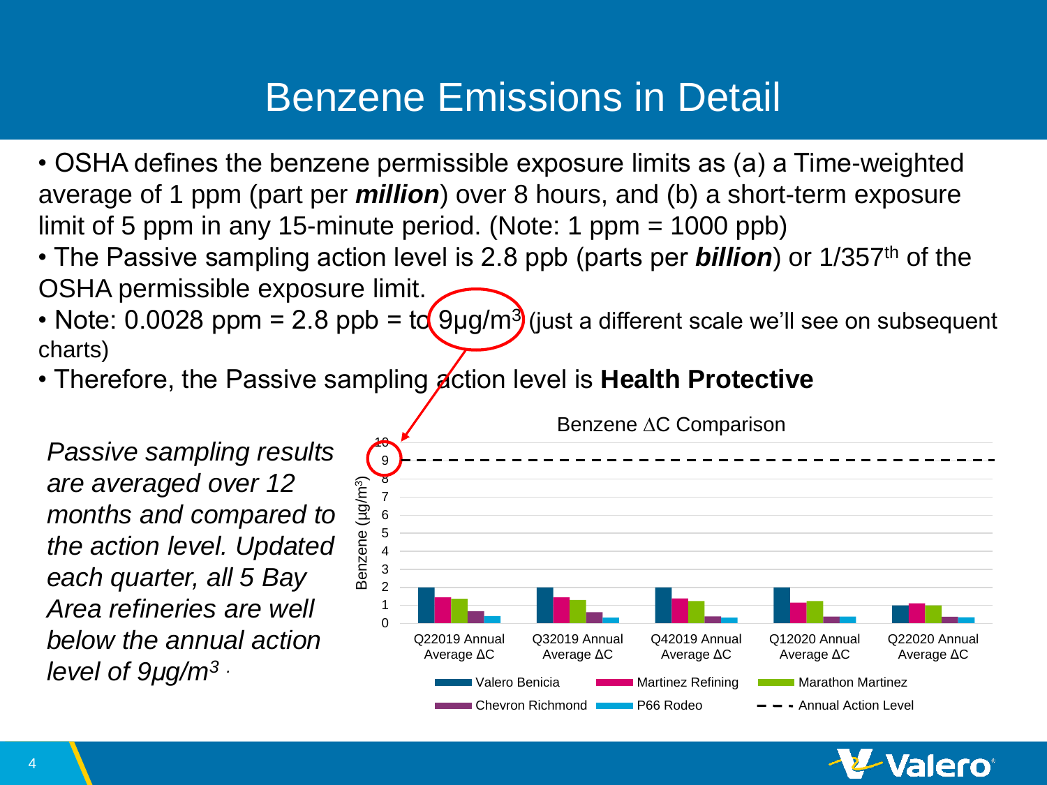# Benzene Emissions in Detail

- OSHA defines the benzene permissible exposure limits as (a) a Time-weighted average of 1 ppm (part per ***million***) over 8 hours, and (b) a short-term exposure limit of 5 ppm in any 15-minute period. (Note: 1 ppm = 1000 ppb)
- The Passive sampling action level is 2.8 ppb (parts per ***billion***) or 1/357th of the OSHA permissible exposure limit.
- Note: 0.0028 ppm = 2.8 ppb = to 9µg/m$^3$ (just a different scale we'll see on subsequent charts)
- Therefore, the Passive sampling action level is **Health Protective**

*Passive sampling results are averaged over 12 months and compared to the action level. Updated each quarter, all 5 Bay Area refineries are well below the annual action level of 9µg/m$^3$.*

Benzene ΔC Comparison

Benzene (µg/m$^3$)

Q22019 Annual Average ΔC | Q32019 Annual Average ΔC | Q42019 Annual Average ΔC | Q12020 Annual Average ΔC | Q22020 Annual Average ΔC

Valero Benicia | Martinez Refining | Marathon Martinez | Chevron Richmond | P66 Rodeo | Annual Action Level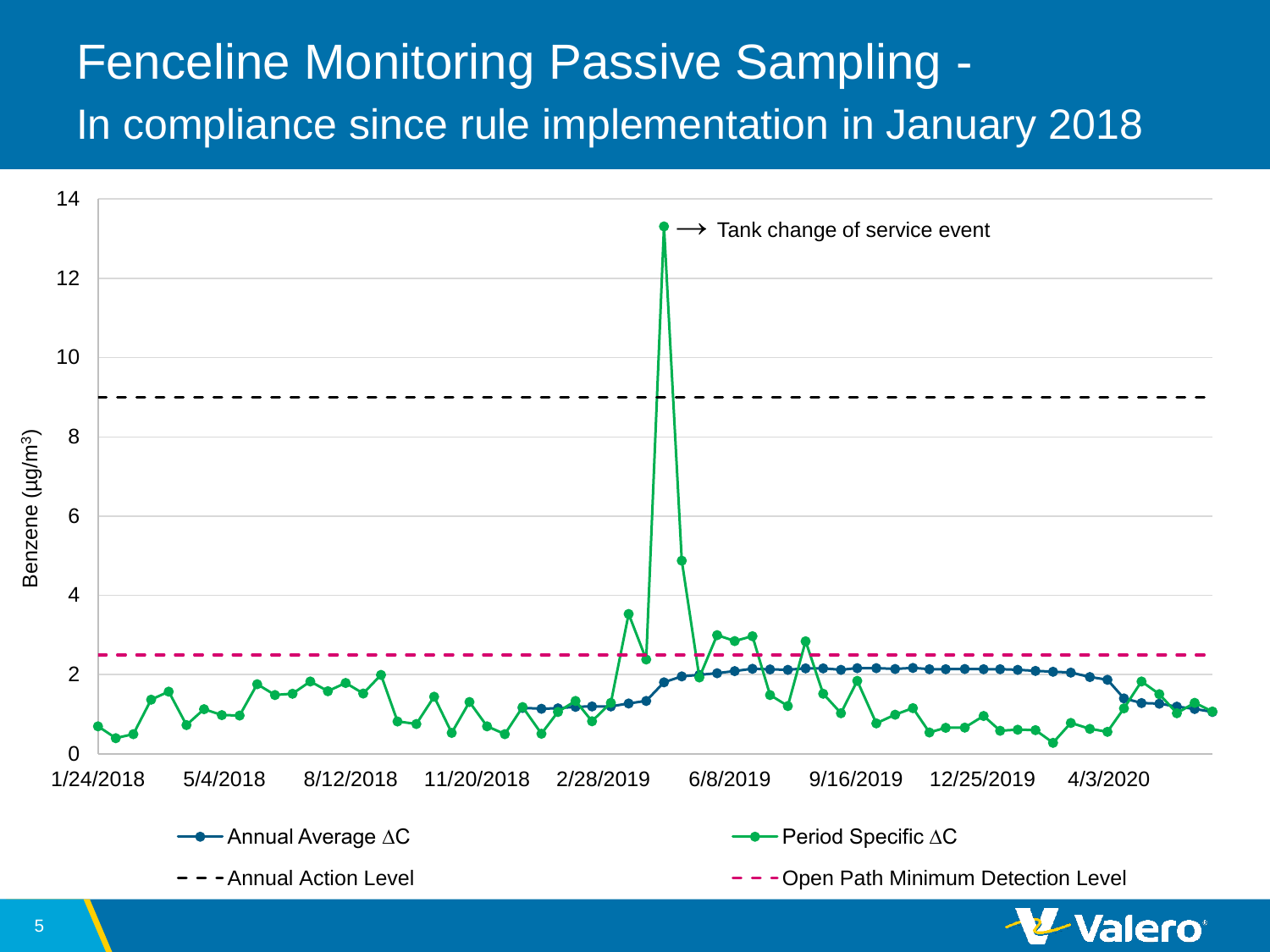# Fenceline Monitoring Passive Sampling -

## In compliance since rule implementation in January 2018

Tank change of service event

Benzene (µg/m$^3$)

14
12
10
8
6
4
2
0

1/24/2018 5/4/2018 8/12/2018 11/20/2018 2/28/2019 6/8/2019 9/16/2019 12/25/2019 4/3/2020

Annual Average $\Delta$C

Period Specific $\Delta$C

Annual Action Level

Open Path Minimum Detection Level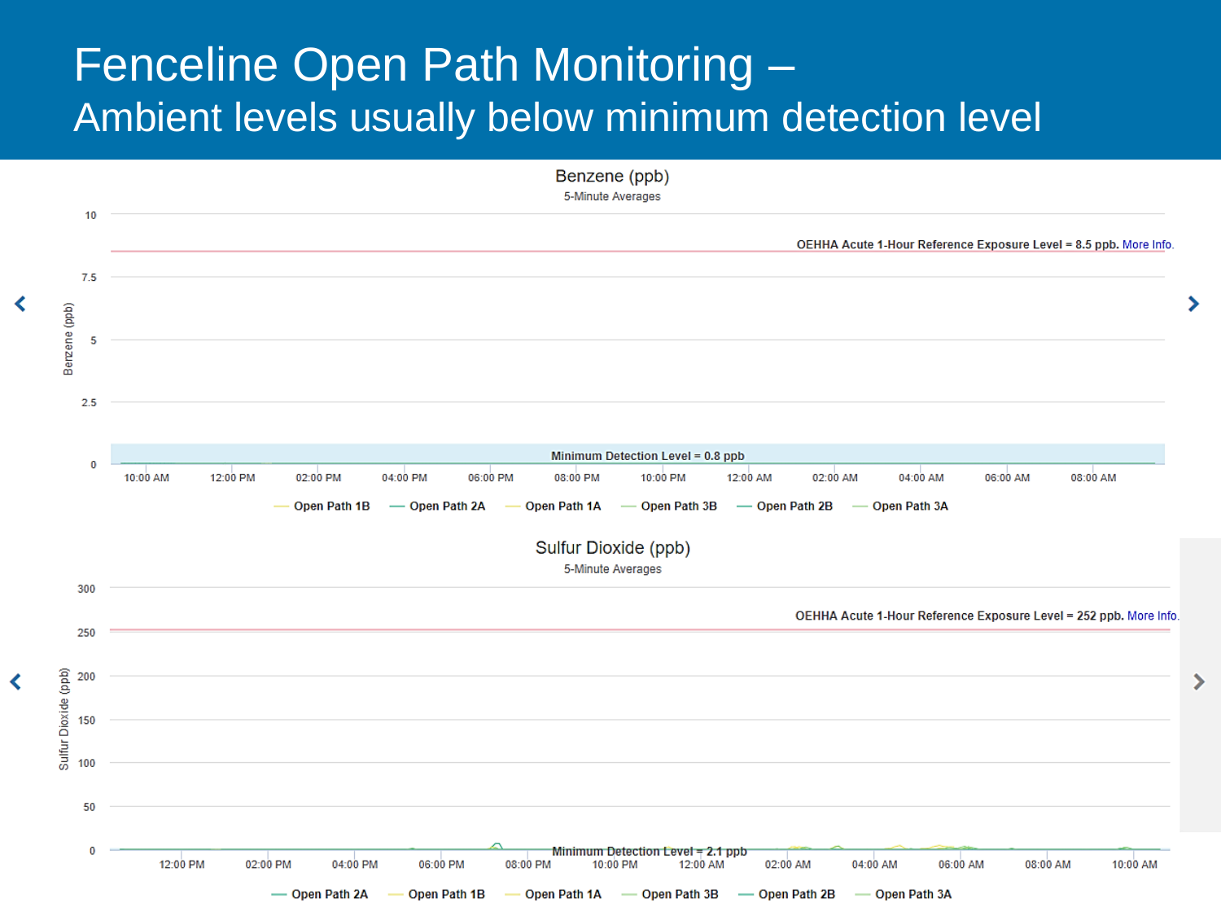# Fenceline Open Path Monitoring –

## Ambient levels usually below minimum detection level

**Benzene (ppb)**

5-Minute Averages

OEHHA Acute 1-Hour Reference Exposure Level = 8.5 ppb. More Info.

Minimum Detection Level = 0.8 ppb

Benzene (ppb)

10, 7.5, 5, 2.5, 0

10:00 AM, 12:00 PM, 02:00 PM, 04:00 PM, 06:00 PM, 08:00 PM, 10:00 PM, 12:00 AM, 02:00 AM, 04:00 AM, 06:00 AM, 08:00 AM

Open Path 1B, Open Path 2A, Open Path 1A, Open Path 3B, Open Path 2B, Open Path 3A

**Sulfur Dioxide (ppb)**

5-Minute Averages

OEHHA Acute 1-Hour Reference Exposure Level = 252 ppb. More Info.

Minimum Detection Level = 2.1 ppb

Sulfur Dioxide (ppb)

300, 250, 200, 150, 100, 50, 0

12:00 PM, 02:00 PM, 04:00 PM, 06:00 PM, 08:00 PM, 10:00 PM, 12:00 AM, 02:00 AM, 04:00 AM, 06:00 AM, 08:00 AM, 10:00 AM

Open Path 2A, Open Path 1B, Open Path 1A, Open Path 3B, Open Path 2B, Open Path 3A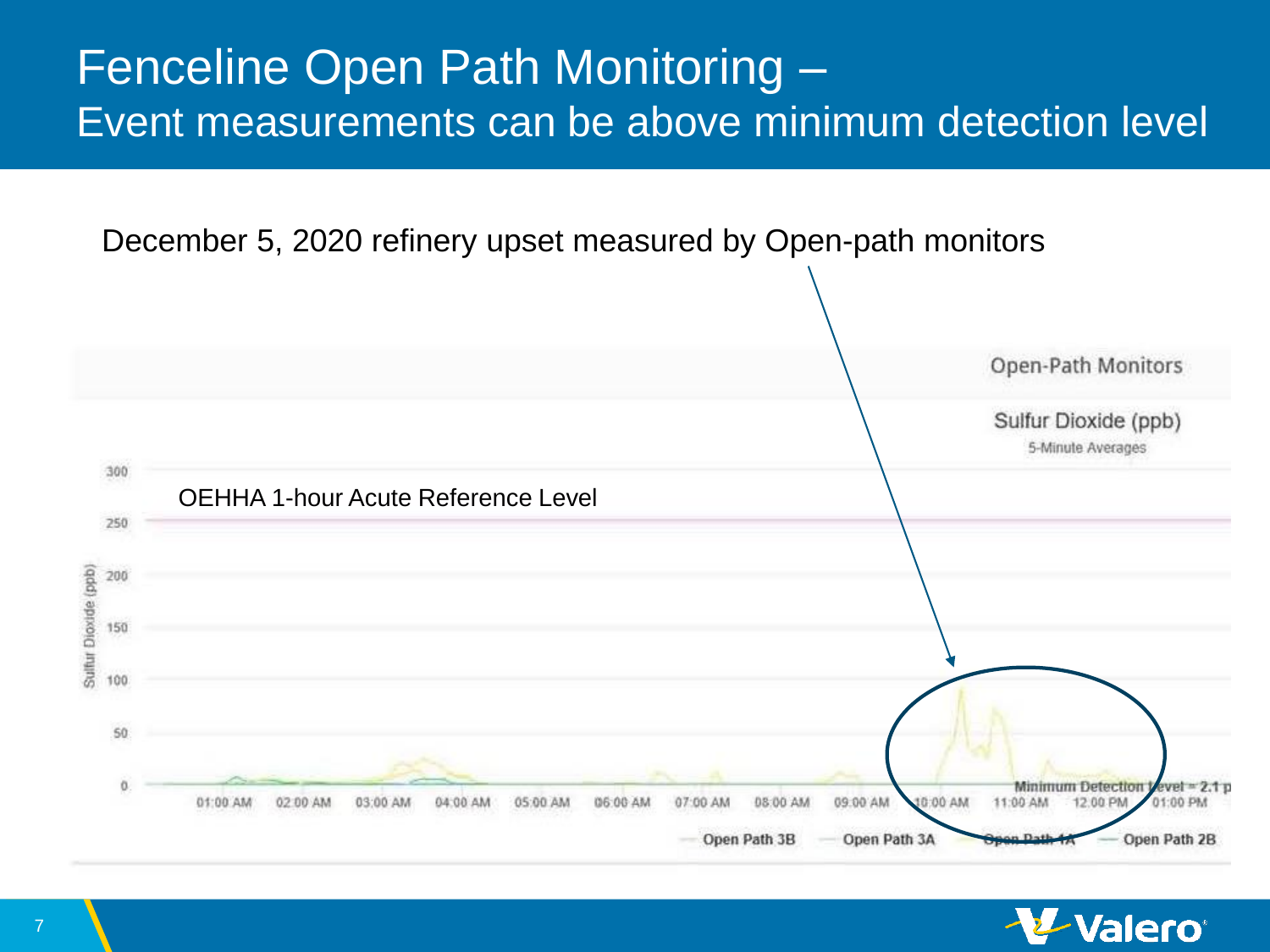# Fenceline Open Path Monitoring –
## Event measurements can be above minimum detection level

December 5, 2020 refinery upset measured by Open-path monitors

Open-Path Monitors

Sulfur Dioxide (ppb)

5-Minute Averages

OEHHA 1-hour Acute Reference Level

Sulfur Dioxide (ppb)

300
250
200
150
100
50
0

01:00 AM 02:00 AM 03:00 AM 04:00 AM 05:00 AM 06:00 AM 07:00 AM 08:00 AM 09:00 AM 10:00 AM 11:00 AM 12:00 PM 01:00 PM

Minimum Detection Level = 2.1 p

Open Path 3B
Open Path 3A
Open Path 1A
Open Path 2B